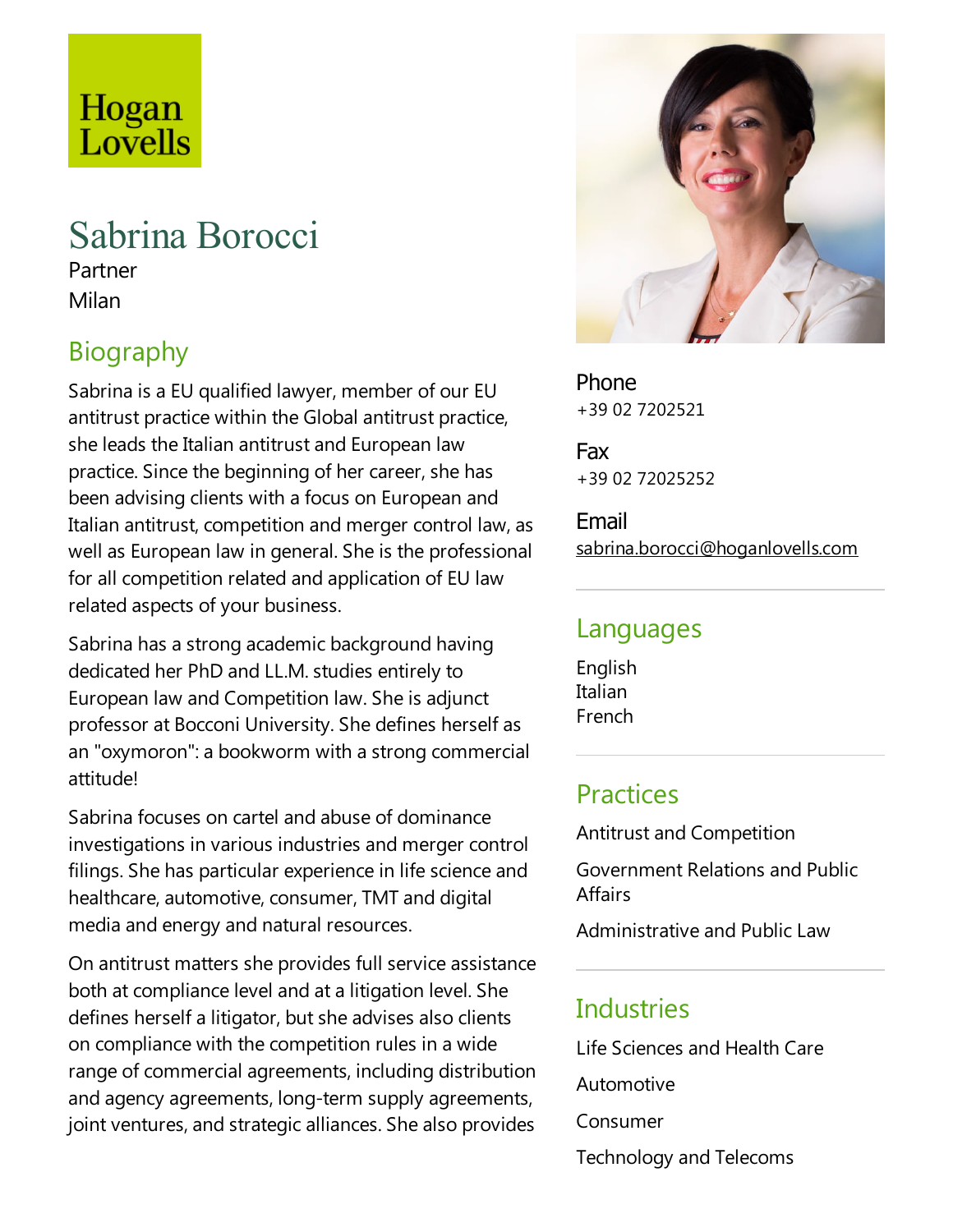Hogan Lovells

# Sabrina Borocci

Partner

Milan

## Biography

Sabrina is a EU qualified lawyer, member of our EU antitrust practice within the Global antitrust practice, she leads the Italian antitrust and European law practice. Since the beginning of her career, she has been advising clients with a focus on European and Italian antitrust, competition and merger control law, as well as European law in general. She is the professional for all competition related and application of EU law related aspects of your business.

Sabrina has a strong academic background having dedicated her PhD and LL.M. studies entirely to European law and Competition law. She is adjunct professor at Bocconi University. She defines herself as an "oxymoron": a bookworm with a strong commercial attitude!

Sabrina focuses on cartel and abuse of dominance investigations in various industries and merger control filings. She has particular experience in life science and healthcare, automotive, consumer, TMT and digital media and energy and natural resources.

On antitrust matters she provides full service assistance both at compliance level and at a litigation level. She defines herself a litigator, but she advises also clients on compliance with the competition rules in a wide range of commercial agreements, including distribution and agency agreements, long-term supply agreements, joint ventures, and strategic alliances. She also provides

**Phone**
+39 02 7202521

**Fax**
+39 02 72025252

**Email**
sabrina.borocci@hoganlovells.com

## Languages

English
Italian
French

## Practices

Antitrust and Competition

Government Relations and Public Affairs

Administrative and Public Law

## Industries

Life Sciences and Health Care

Automotive

Consumer

Technology and Telecoms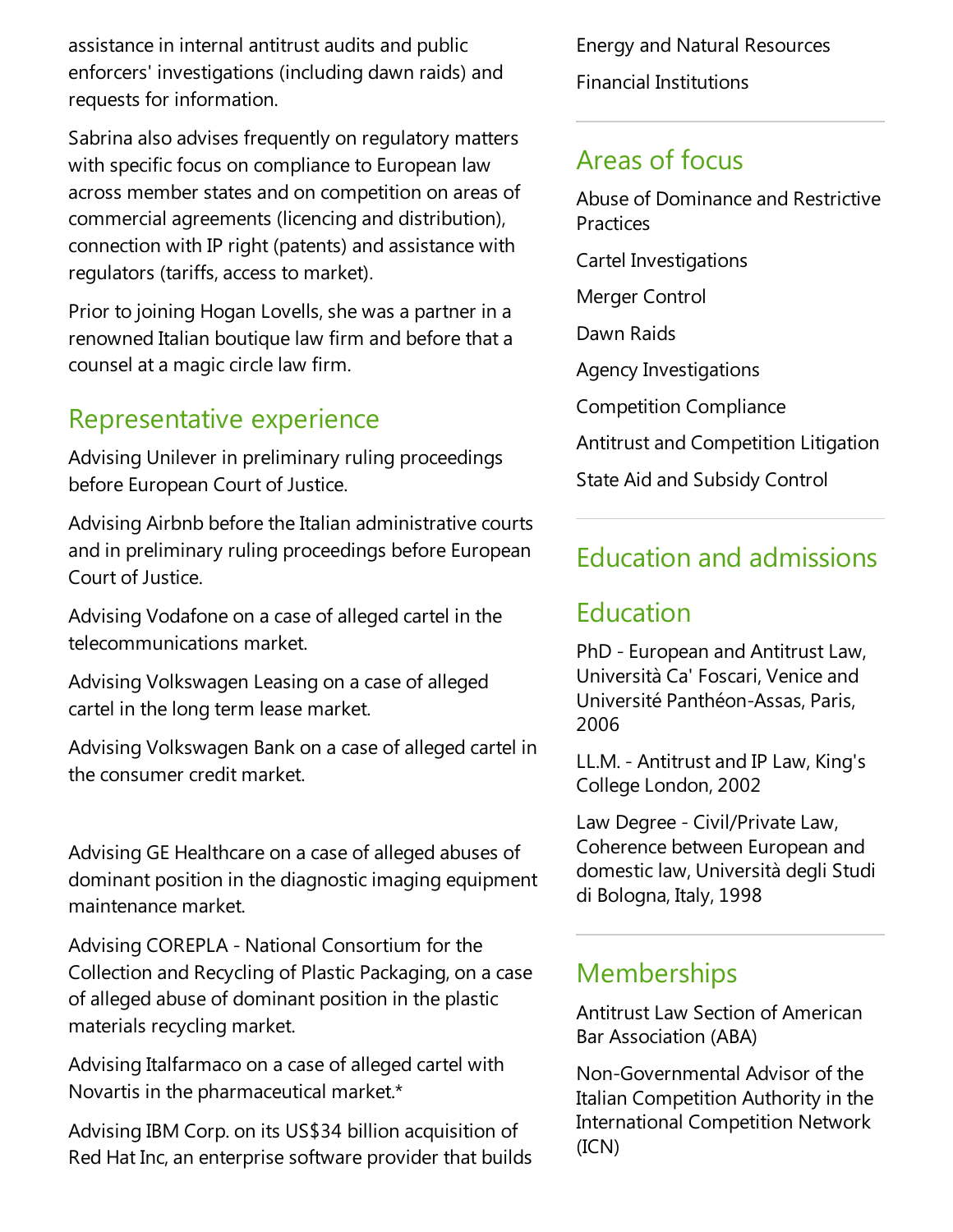assistance in internal antitrust audits and public enforcers' investigations (including dawn raids) and requests for information.

Sabrina also advises frequently on regulatory matters with specific focus on compliance to European law across member states and on competition on areas of commercial agreements (licencing and distribution), connection with IP right (patents) and assistance with regulators (tariffs, access to market).

Prior to joining Hogan Lovells, she was a partner in a renowned Italian boutique law firm and before that a counsel at a magic circle law firm.

## Representative experience

Advising Unilever in preliminary ruling proceedings before European Court of Justice.

Advising Airbnb before the Italian administrative courts and in preliminary ruling proceedings before European Court of Justice.

Advising Vodafone on a case of alleged cartel in the telecommunications market.

Advising Volkswagen Leasing on a case of alleged cartel in the long term lease market.

Advising Volkswagen Bank on a case of alleged cartel in the consumer credit market.

Advising GE Healthcare on a case of alleged abuses of dominant position in the diagnostic imaging equipment maintenance market.

Advising COREPLA - National Consortium for the Collection and Recycling of Plastic Packaging, on a case of alleged abuse of dominant position in the plastic materials recycling market.

Advising Italfarmaco on a case of alleged cartel with Novartis in the pharmaceutical market.*

Advising IBM Corp. on its US$34 billion acquisition of Red Hat Inc, an enterprise software provider that builds

Energy and Natural Resources

Financial Institutions

## Areas of focus

Abuse of Dominance and Restrictive Practices

Cartel Investigations

Merger Control

Dawn Raids

Agency Investigations

Competition Compliance

Antitrust and Competition Litigation

State Aid and Subsidy Control

## Education and admissions

## Education

PhD - European and Antitrust Law, Università Ca' Foscari, Venice and Université Panthéon-Assas, Paris, 2006

LL.M. - Antitrust and IP Law, King's College London, 2002

Law Degree - Civil/Private Law, Coherence between European and domestic law, Università degli Studi di Bologna, Italy, 1998

## Memberships

Antitrust Law Section of American Bar Association (ABA)

Non-Governmental Advisor of the Italian Competition Authority in the International Competition Network (ICN)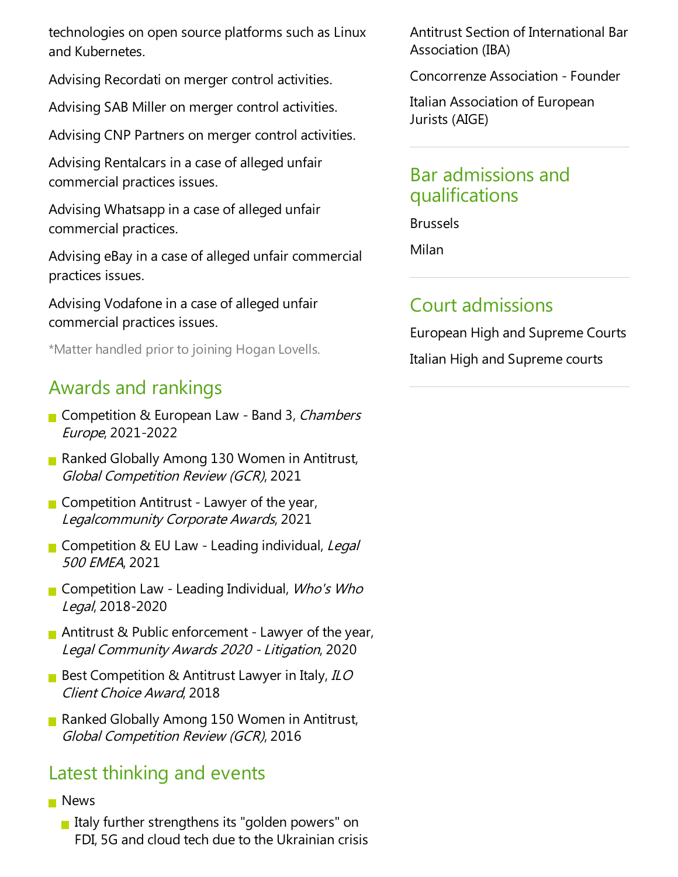technologies on open source platforms such as Linux and Kubernetes.

Advising Recordati on merger control activities.

Advising SAB Miller on merger control activities.

Advising CNP Partners on merger control activities.

Advising Rentalcars in a case of alleged unfair commercial practices issues.

Advising Whatsapp in a case of alleged unfair commercial practices.

Advising eBay in a case of alleged unfair commercial practices issues.

Advising Vodafone in a case of alleged unfair commercial practices issues.

*Matter handled prior to joining Hogan Lovells.

## Awards and rankings

- Competition & European Law - Band 3, *Chambers Europe*, 2021-2022
- Ranked Globally Among 130 Women in Antitrust, *Global Competition Review (GCR)*, 2021
- Competition Antitrust - Lawyer of the year, *Legalcommunity Corporate Awards*, 2021
- Competition & EU Law - Leading individual, *Legal 500 EMEA*, 2021
- Competition Law - Leading Individual, *Who's Who Legal*, 2018-2020
- Antitrust & Public enforcement - Lawyer of the year, *Legal Community Awards 2020 - Litigation*, 2020
- Best Competition & Antitrust Lawyer in Italy, *ILO Client Choice Award*, 2018
- Ranked Globally Among 150 Women in Antitrust, *Global Competition Review (GCR)*, 2016

## Latest thinking and events

- News
  - Italy further strengthens its "golden powers" on FDI, 5G and cloud tech due to the Ukrainian crisis

Antitrust Section of International Bar Association (IBA)

Concorrenze Association - Founder

Italian Association of European Jurists (AIGE)

## Bar admissions and qualifications

Brussels

Milan

## Court admissions

European High and Supreme Courts

Italian High and Supreme courts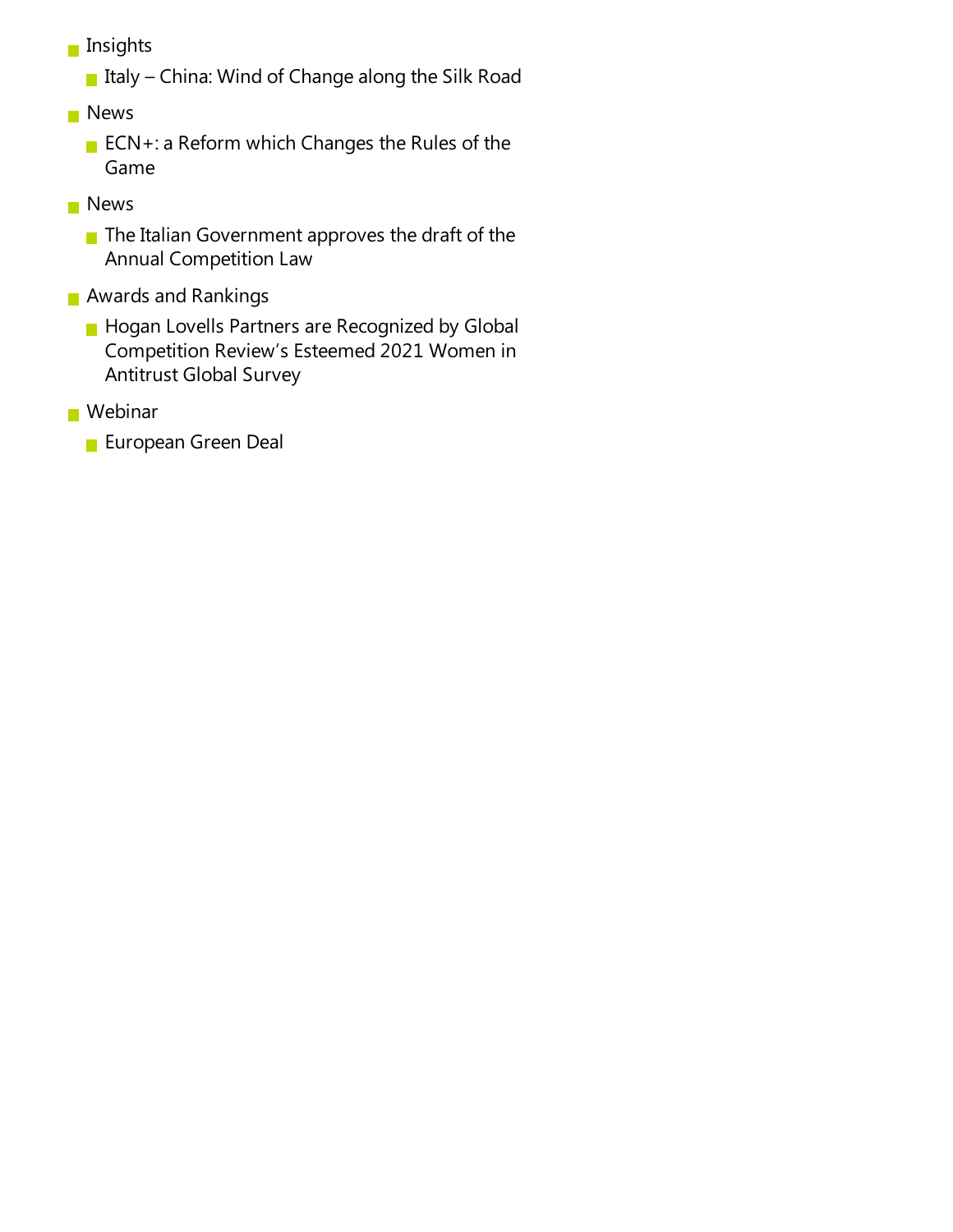- Insights
  - Italy – China: Wind of Change along the Silk Road
- News
  - ECN+: a Reform which Changes the Rules of the Game
- News
  - The Italian Government approves the draft of the Annual Competition Law
- Awards and Rankings
  - Hogan Lovells Partners are Recognized by Global Competition Review's Esteemed 2021 Women in Antitrust Global Survey
- Webinar
  - European Green Deal